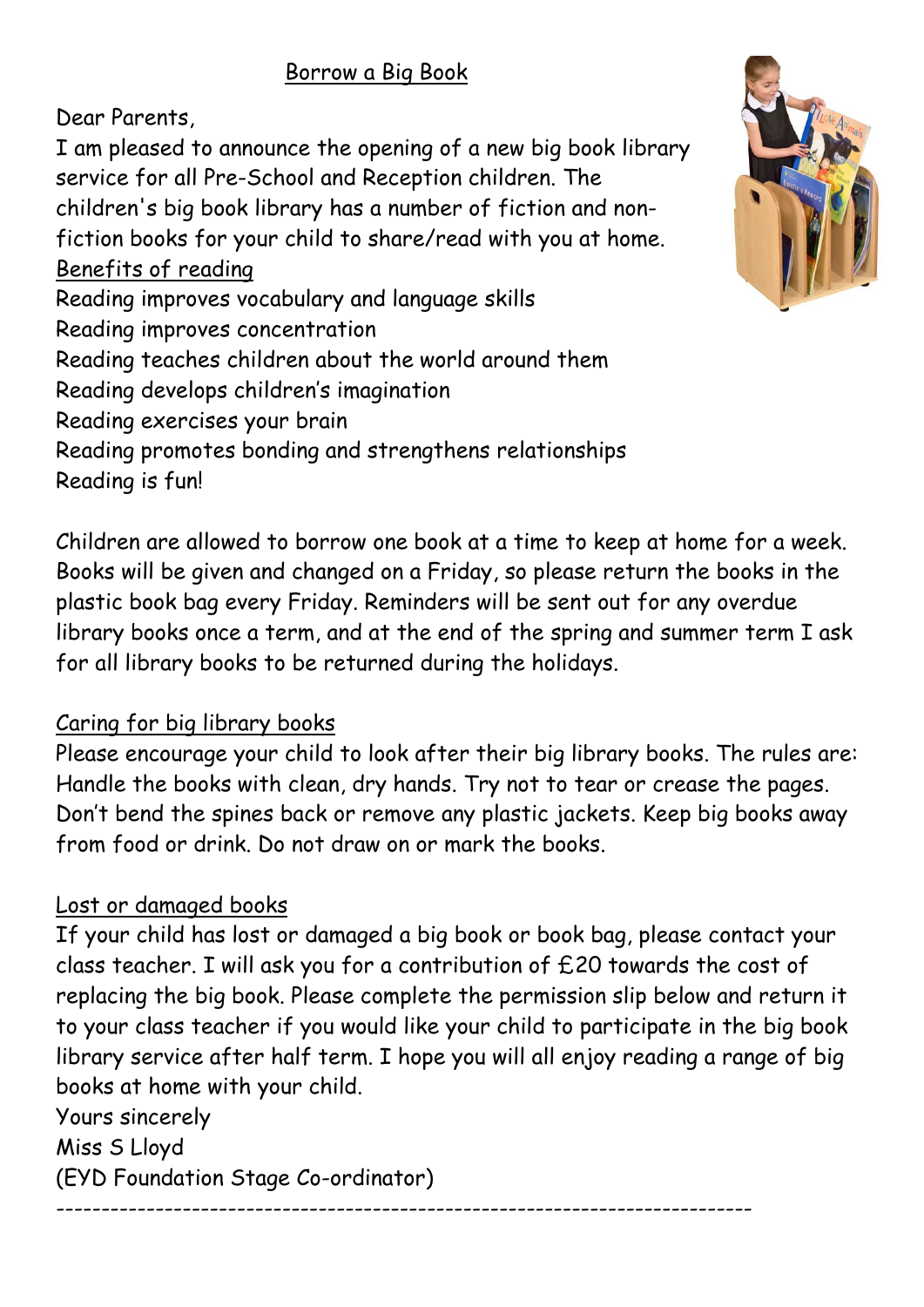# Borrow a Big Book

Dear Parents,

I am pleased to announce the opening of a new big book library service for all Pre-School and Reception children. The children's big book library has a number of fiction and non-fiction books for your child to share/read with you at home.

## Benefits of reading

Reading improves vocabulary and language skills
Reading improves concentration
Reading teaches children about the world around them
Reading develops children's imagination
Reading exercises your brain
Reading promotes bonding and strengthens relationships
Reading is fun!

Children are allowed to borrow one book at a time to keep at home for a week. Books will be given and changed on a Friday, so please return the books in the plastic book bag every Friday. Reminders will be sent out for any overdue library books once a term, and at the end of the spring and summer term I ask for all library books to be returned during the holidays.

## Caring for big library books

Please encourage your child to look after their big library books. The rules are: Handle the books with clean, dry hands. Try not to tear or crease the pages. Don't bend the spines back or remove any plastic jackets. Keep big books away from food or drink. Do not draw on or mark the books.

## Lost or damaged books

If your child has lost or damaged a big book or book bag, please contact your class teacher. I will ask you for a contribution of £20 towards the cost of replacing the big book. Please complete the permission slip below and return it to your class teacher if you would like your child to participate in the big book library service after half term. I hope you will all enjoy reading a range of big books at home with your child.

Yours sincerely
Miss S Lloyd
(EYD Foundation Stage Co-ordinator)

---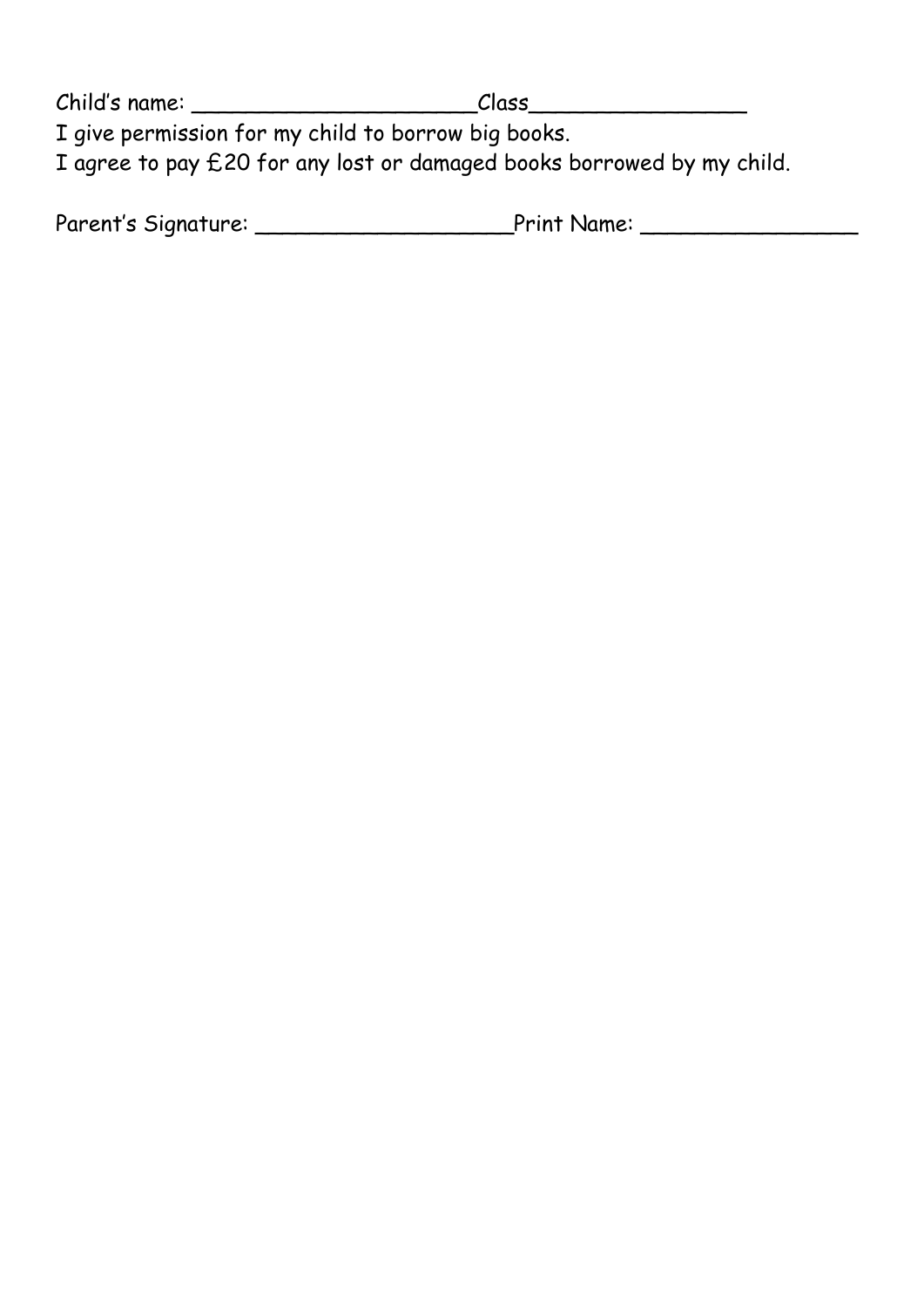Child's name: ______________________Class________________

I give permission for my child to borrow big books.

I agree to pay £20 for any lost or damaged books borrowed by my child.

Parent's Signature: ____________________Print Name: _________________